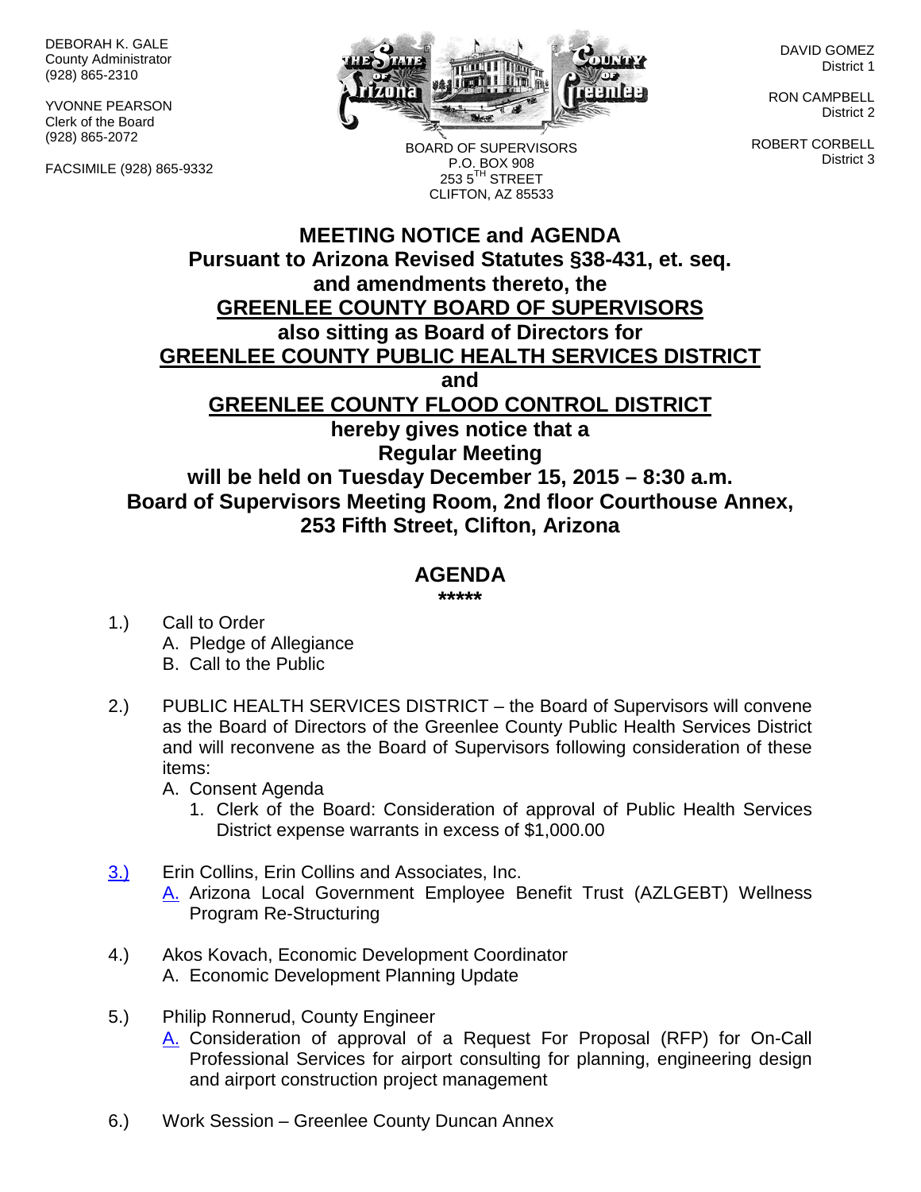DEBORAH K. GALE
County Administrator
(928) 865-2310

YVONNE PEARSON
Clerk of the Board
(928) 865-2072

FACSIMILE (928) 865-9332

BOARD OF SUPERVISORS
P.O. BOX 908
253 5TH STREET
CLIFTON, AZ 85533

DAVID GOMEZ
District 1

RON CAMPBELL
District 2

ROBERT CORBELL
District 3

# MEETING NOTICE and AGENDA

**Pursuant to Arizona Revised Statutes §38-431, et. seq. and amendments thereto, the GREENLEE COUNTY BOARD OF SUPERVISORS also sitting as Board of Directors for GREENLEE COUNTY PUBLIC HEALTH SERVICES DISTRICT and GREENLEE COUNTY FLOOD CONTROL DISTRICT hereby gives notice that a Regular Meeting will be held on Tuesday December 15, 2015 – 8:30 a.m. Board of Supervisors Meeting Room, 2nd floor Courthouse Annex, 253 Fifth Street, Clifton, Arizona**

## AGENDA

*****

1.) Call to Order
   A. Pledge of Allegiance
   B. Call to the Public

2.) PUBLIC HEALTH SERVICES DISTRICT – the Board of Supervisors will convene as the Board of Directors of the Greenlee County Public Health Services District and will reconvene as the Board of Supervisors following consideration of these items:
   A. Consent Agenda
      1. Clerk of the Board: Consideration of approval of Public Health Services District expense warrants in excess of $1,000.00

3.) Erin Collins, Erin Collins and Associates, Inc.
   A. Arizona Local Government Employee Benefit Trust (AZLGEBT) Wellness Program Re-Structuring

4.) Akos Kovach, Economic Development Coordinator
   A. Economic Development Planning Update

5.) Philip Ronnerud, County Engineer
   A. Consideration of approval of a Request For Proposal (RFP) for On-Call Professional Services for airport consulting for planning, engineering design and airport construction project management

6.) Work Session – Greenlee County Duncan Annex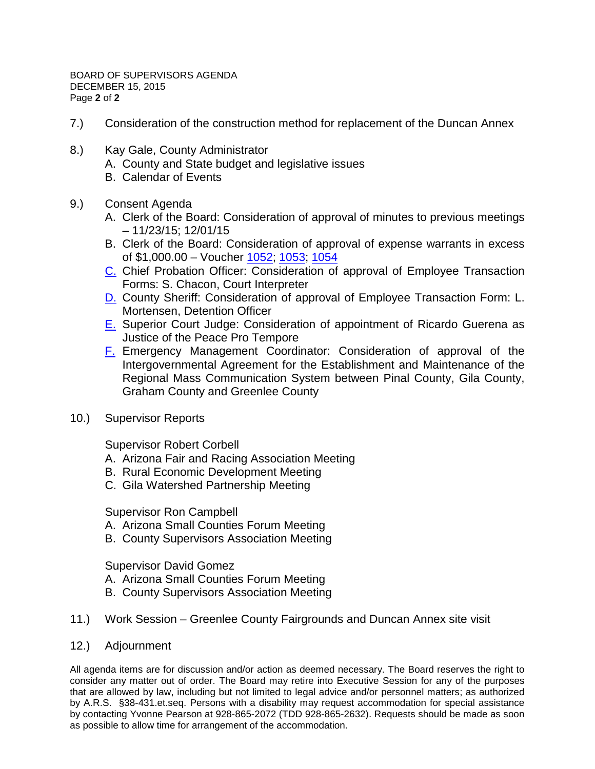7.) Consideration of the construction method for replacement of the Duncan Annex

8.) Kay Gale, County Administrator
   A. County and State budget and legislative issues
   B. Calendar of Events

9.) Consent Agenda
   A. Clerk of the Board: Consideration of approval of minutes to previous meetings – 11/23/15; 12/01/15
   B. Clerk of the Board: Consideration of approval of expense warrants in excess of $1,000.00 – Voucher 1052; 1053; 1054
   C. Chief Probation Officer: Consideration of approval of Employee Transaction Forms: S. Chacon, Court Interpreter
   D. County Sheriff: Consideration of approval of Employee Transaction Form: L. Mortensen, Detention Officer
   E. Superior Court Judge: Consideration of appointment of Ricardo Guerena as Justice of the Peace Pro Tempore
   F. Emergency Management Coordinator: Consideration of approval of the Intergovernmental Agreement for the Establishment and Maintenance of the Regional Mass Communication System between Pinal County, Gila County, Graham County and Greenlee County

10.) Supervisor Reports

Supervisor Robert Corbell
   A. Arizona Fair and Racing Association Meeting
   B. Rural Economic Development Meeting
   C. Gila Watershed Partnership Meeting

Supervisor Ron Campbell
   A. Arizona Small Counties Forum Meeting
   B. County Supervisors Association Meeting

Supervisor David Gomez
   A. Arizona Small Counties Forum Meeting
   B. County Supervisors Association Meeting

11.) Work Session – Greenlee County Fairgrounds and Duncan Annex site visit

12.) Adjournment

All agenda items are for discussion and/or action as deemed necessary. The Board reserves the right to consider any matter out of order. The Board may retire into Executive Session for any of the purposes that are allowed by law, including but not limited to legal advice and/or personnel matters; as authorized by A.R.S. §38-431.et.seq. Persons with a disability may request accommodation for special assistance by contacting Yvonne Pearson at 928-865-2072 (TDD 928-865-2632). Requests should be made as soon as possible to allow time for arrangement of the accommodation.